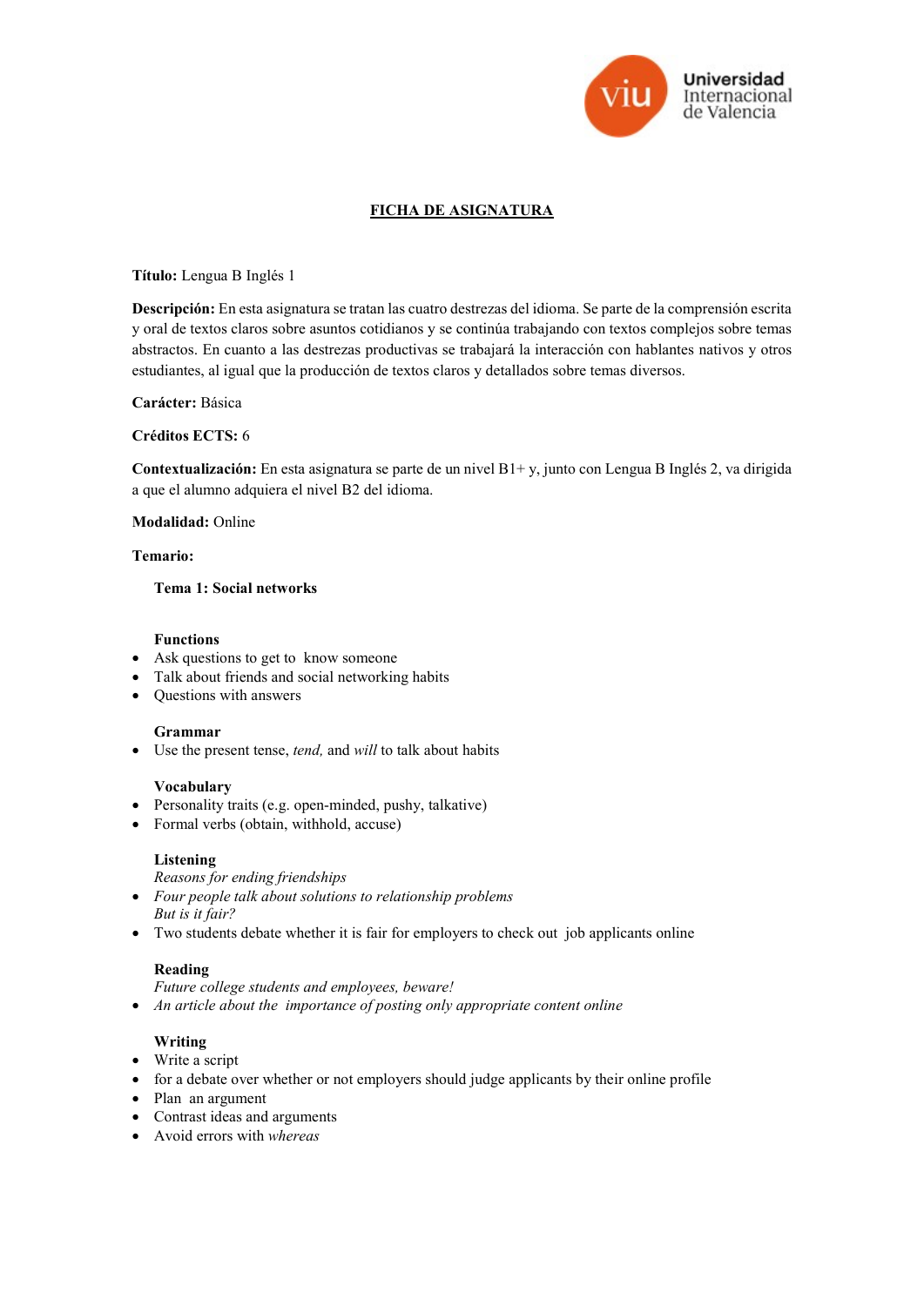# FICHA DE ASIGNATURA

**Título:** Lengua B Inglés 1

**Descripción:** En esta asignatura se tratan las cuatro destrezas del idioma. Se parte de la comprensión escrita y oral de textos claros sobre asuntos cotidianos y se continúa trabajando con textos complejos sobre temas abstractos. En cuanto a las destrezas productivas se trabajará la interacción con hablantes nativos y otros estudiantes, al igual que la producción de textos claros y detallados sobre temas diversos.

**Carácter:** Básica

**Créditos ECTS:** 6

**Contextualización:** En esta asignatura se parte de un nivel B1+ y, junto con Lengua B Inglés 2, va dirigida a que el alumno adquiera el nivel B2 del idioma.

**Modalidad:** Online

**Temario:**

**Tema 1: Social networks**

**Functions**

- Ask questions to get to know someone
- Talk about friends and social networking habits
- Questions with answers

**Grammar**

- Use the present tense, *tend,* and *will* to talk about habits

**Vocabulary**

- Personality traits (e.g. open-minded, pushy, talkative)
- Formal verbs (obtain, withhold, accuse)

**Listening**

*Reasons for ending friendships*

- *Four people talk about solutions to relationship problems*

*But is it fair?*

- Two students debate whether it is fair for employers to check out job applicants online

**Reading**

*Future college students and employees, beware!*

- *An article about the importance of posting only appropriate content online*

**Writing**

- Write a script
- for a debate over whether or not employers should judge applicants by their online profile
- Plan an argument
- Contrast ideas and arguments
- Avoid errors with *whereas*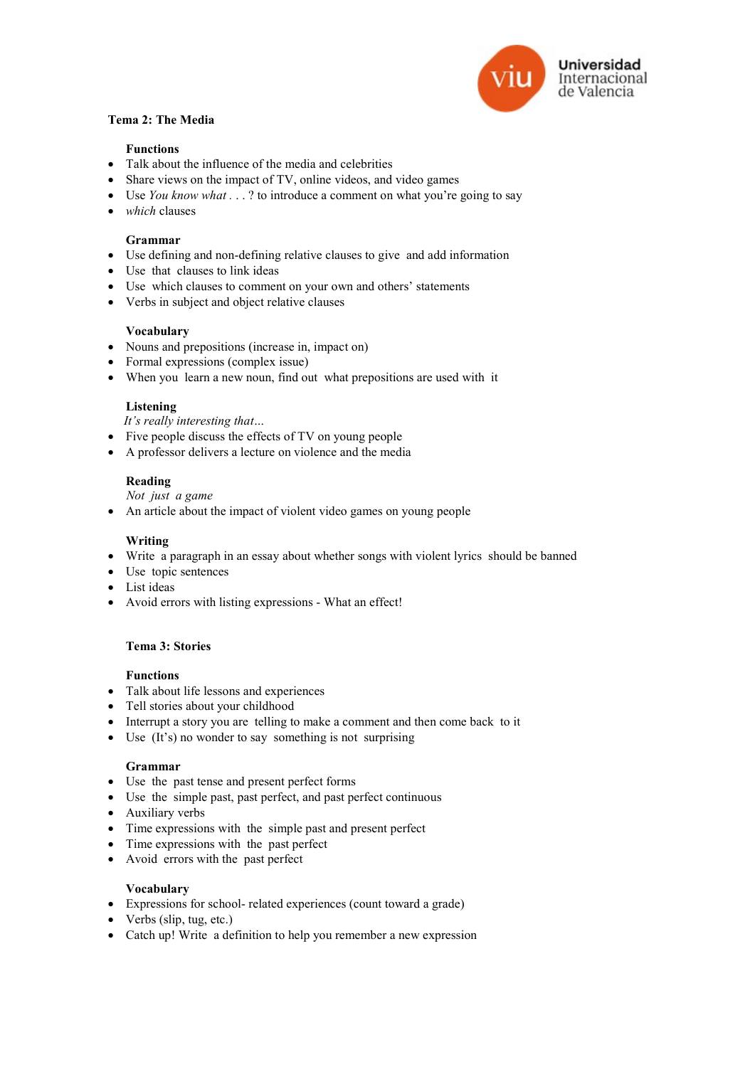**Tema 2: The Media**

**Functions**

- Talk about the influence of the media and celebrities
- Share views on the impact of TV, online videos, and video games
- Use *You know what . . .* ? to introduce a comment on what you're going to say
- *which* clauses

**Grammar**

- Use defining and non-defining relative clauses to give and add information
- Use that clauses to link ideas
- Use which clauses to comment on your own and others' statements
- Verbs in subject and object relative clauses

**Vocabulary**

- Nouns and prepositions (increase in, impact on)
- Formal expressions (complex issue)
- When you learn a new noun, find out what prepositions are used with it

**Listening**

*It's really interesting that…*

- Five people discuss the effects of TV on young people
- A professor delivers a lecture on violence and the media

**Reading**

*Not just a game*

- An article about the impact of violent video games on young people

**Writing**

- Write a paragraph in an essay about whether songs with violent lyrics should be banned
- Use topic sentences
- List ideas
- Avoid errors with listing expressions - What an effect!

**Tema 3: Stories**

**Functions**

- Talk about life lessons and experiences
- Tell stories about your childhood
- Interrupt a story you are telling to make a comment and then come back to it
- Use (It's) no wonder to say something is not surprising

**Grammar**

- Use the past tense and present perfect forms
- Use the simple past, past perfect, and past perfect continuous
- Auxiliary verbs
- Time expressions with the simple past and present perfect
- Time expressions with the past perfect
- Avoid errors with the past perfect

**Vocabulary**

- Expressions for school- related experiences (count toward a grade)
- Verbs (slip, tug, etc.)
- Catch up! Write a definition to help you remember a new expression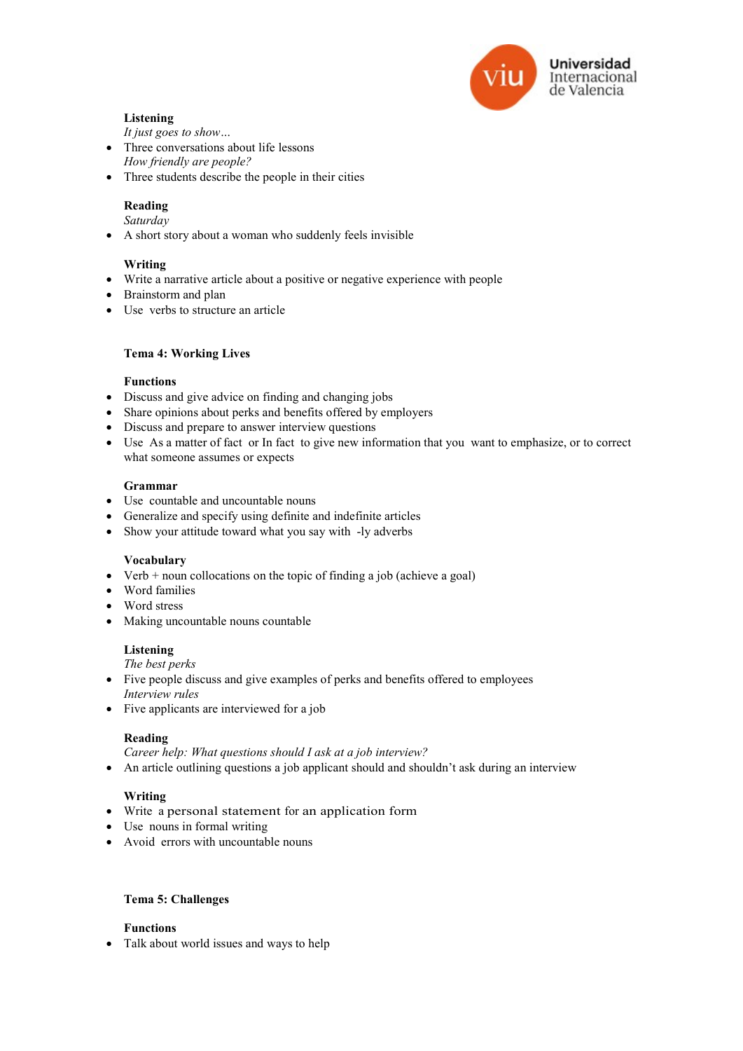**Listening**

*It just goes to show…*

- Three conversations about life lessons

*How friendly are people?*

- Three students describe the people in their cities

**Reading**

*Saturday*

- A short story about a woman who suddenly feels invisible

**Writing**

- Write a narrative article about a positive or negative experience with people
- Brainstorm and plan
- Use verbs to structure an article

## Tema 4: Working Lives

**Functions**

- Discuss and give advice on finding and changing jobs
- Share opinions about perks and benefits offered by employers
- Discuss and prepare to answer interview questions
- Use As a matter of fact or In fact to give new information that you want to emphasize, or to correct what someone assumes or expects

**Grammar**

- Use countable and uncountable nouns
- Generalize and specify using definite and indefinite articles
- Show your attitude toward what you say with -ly adverbs

**Vocabulary**

- Verb + noun collocations on the topic of finding a job (achieve a goal)
- Word families
- Word stress
- Making uncountable nouns countable

**Listening**

*The best perks*

- Five people discuss and give examples of perks and benefits offered to employees

*Interview rules*

- Five applicants are interviewed for a job

**Reading**

*Career help: What questions should I ask at a job interview?*

- An article outlining questions a job applicant should and shouldn't ask during an interview

**Writing**

- Write a personal statement for an application form
- Use nouns in formal writing
- Avoid errors with uncountable nouns

## Tema 5: Challenges

**Functions**

- Talk about world issues and ways to help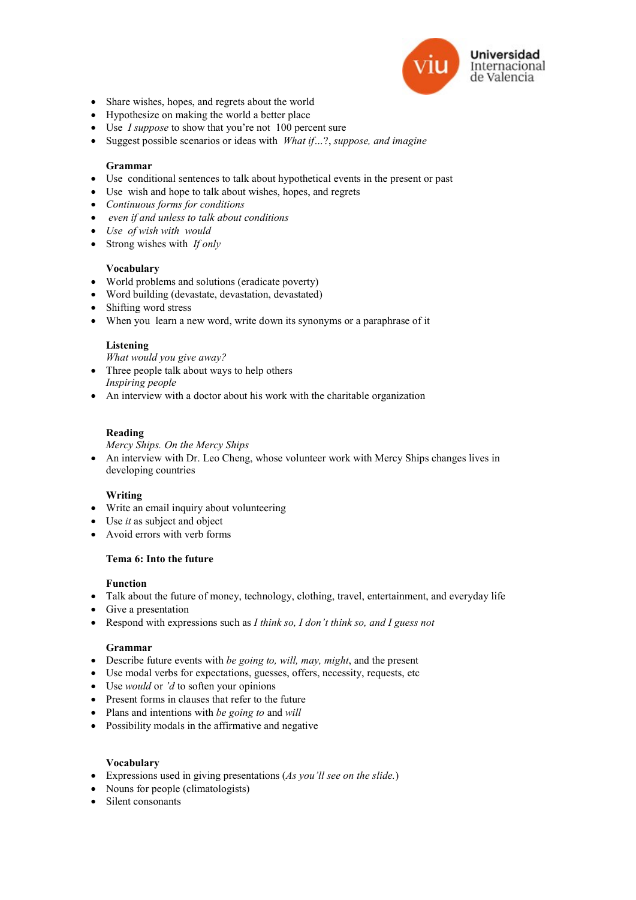- Share wishes, hopes, and regrets about the world
- Hypothesize on making the world a better place
- Use *I suppose* to show that you're not 100 percent sure
- Suggest possible scenarios or ideas with *What if…?*, *suppose, and imagine*

**Grammar**

- Use conditional sentences to talk about hypothetical events in the present or past
- Use wish and hope to talk about wishes, hopes, and regrets
- *Continuous forms for conditions*
- *even if and unless to talk about conditions*
- *Use of wish with would*
- Strong wishes with *If only*

**Vocabulary**

- World problems and solutions (eradicate poverty)
- Word building (devastate, devastation, devastated)
- Shifting word stress
- When you learn a new word, write down its synonyms or a paraphrase of it

**Listening**

*What would you give away?*

- Three people talk about ways to help others

*Inspiring people*

- An interview with a doctor about his work with the charitable organization

**Reading**

*Mercy Ships. On the Mercy Ships*

- An interview with Dr. Leo Cheng, whose volunteer work with Mercy Ships changes lives in developing countries

**Writing**

- Write an email inquiry about volunteering
- Use *it* as subject and object
- Avoid errors with verb forms

**Tema 6: Into the future**

**Function**

- Talk about the future of money, technology, clothing, travel, entertainment, and everyday life
- Give a presentation
- Respond with expressions such as *I think so, I don't think so, and I guess not*

**Grammar**

- Describe future events with *be going to, will, may, might*, and the present
- Use modal verbs for expectations, guesses, offers, necessity, requests, etc
- Use *would* or *'d* to soften your opinions
- Present forms in clauses that refer to the future
- Plans and intentions with *be going to* and *will*
- Possibility modals in the affirmative and negative

**Vocabulary**

- Expressions used in giving presentations (*As you'll see on the slide.*)
- Nouns for people (climatologists)
- Silent consonants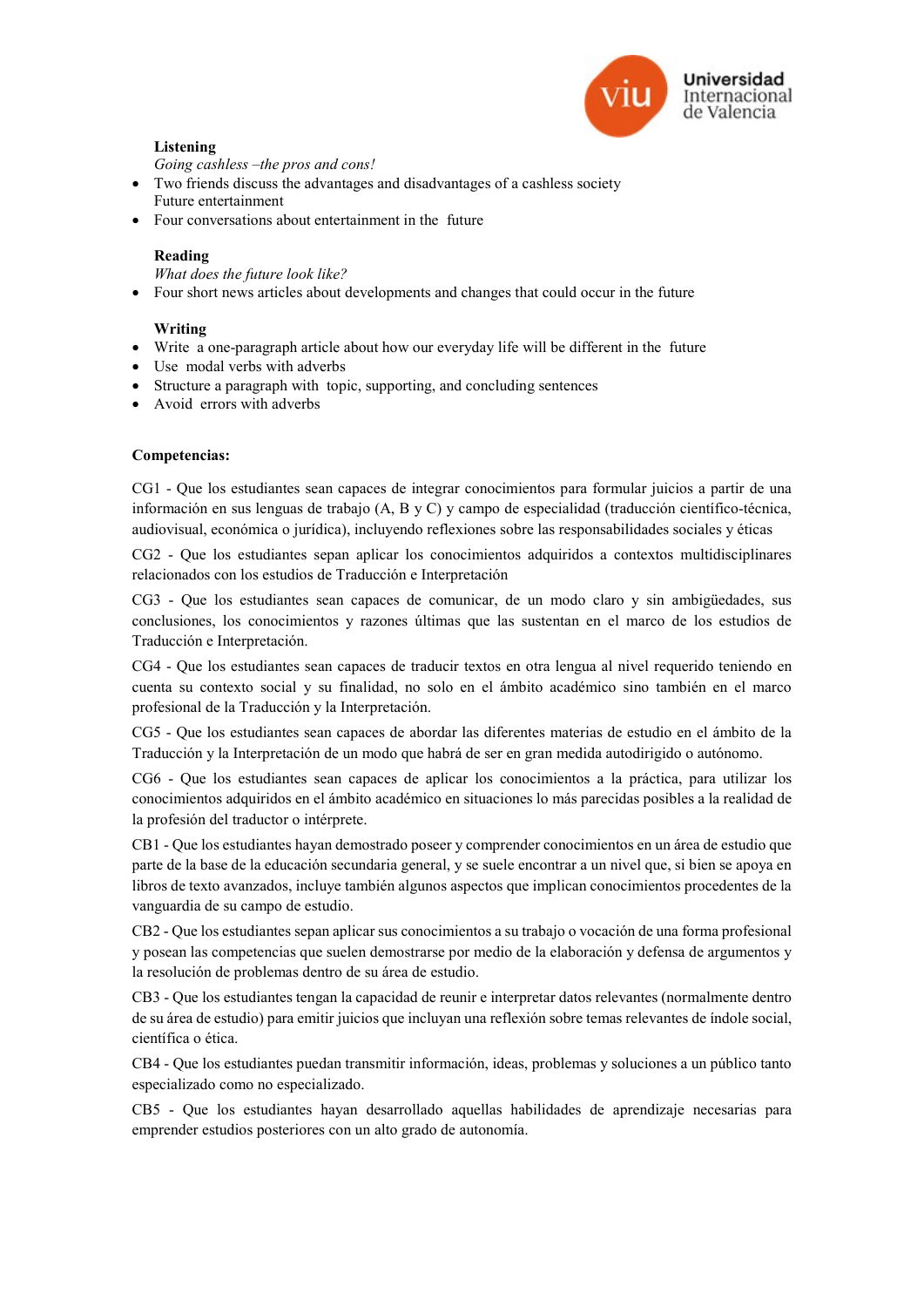**Listening**

*Going cashless –the pros and cons!*

- Two friends discuss the advantages and disadvantages of a cashless society
  Future entertainment
- Four conversations about entertainment in the future

**Reading**

*What does the future look like?*

- Four short news articles about developments and changes that could occur in the future

**Writing**

- Write a one-paragraph article about how our everyday life will be different in the future
- Use modal verbs with adverbs
- Structure a paragraph with topic, supporting, and concluding sentences
- Avoid errors with adverbs

**Competencias:**

CG1 - Que los estudiantes sean capaces de integrar conocimientos para formular juicios a partir de una información en sus lenguas de trabajo (A, B y C) y campo de especialidad (traducción científico-técnica, audiovisual, económica o jurídica), incluyendo reflexiones sobre las responsabilidades sociales y éticas

CG2 - Que los estudiantes sepan aplicar los conocimientos adquiridos a contextos multidisciplinares relacionados con los estudios de Traducción e Interpretación

CG3 - Que los estudiantes sean capaces de comunicar, de un modo claro y sin ambigüedades, sus conclusiones, los conocimientos y razones últimas que las sustentan en el marco de los estudios de Traducción e Interpretación.

CG4 - Que los estudiantes sean capaces de traducir textos en otra lengua al nivel requerido teniendo en cuenta su contexto social y su finalidad, no solo en el ámbito académico sino también en el marco profesional de la Traducción y la Interpretación.

CG5 - Que los estudiantes sean capaces de abordar las diferentes materias de estudio en el ámbito de la Traducción y la Interpretación de un modo que habrá de ser en gran medida autodirigido o autónomo.

CG6 - Que los estudiantes sean capaces de aplicar los conocimientos a la práctica, para utilizar los conocimientos adquiridos en el ámbito académico en situaciones lo más parecidas posibles a la realidad de la profesión del traductor o intérprete.

CB1 - Que los estudiantes hayan demostrado poseer y comprender conocimientos en un área de estudio que parte de la base de la educación secundaria general, y se suele encontrar a un nivel que, si bien se apoya en libros de texto avanzados, incluye también algunos aspectos que implican conocimientos procedentes de la vanguardia de su campo de estudio.

CB2 - Que los estudiantes sepan aplicar sus conocimientos a su trabajo o vocación de una forma profesional y posean las competencias que suelen demostrarse por medio de la elaboración y defensa de argumentos y la resolución de problemas dentro de su área de estudio.

CB3 - Que los estudiantes tengan la capacidad de reunir e interpretar datos relevantes (normalmente dentro de su área de estudio) para emitir juicios que incluyan una reflexión sobre temas relevantes de índole social, científica o ética.

CB4 - Que los estudiantes puedan transmitir información, ideas, problemas y soluciones a un público tanto especializado como no especializado.

CB5 - Que los estudiantes hayan desarrollado aquellas habilidades de aprendizaje necesarias para emprender estudios posteriores con un alto grado de autonomía.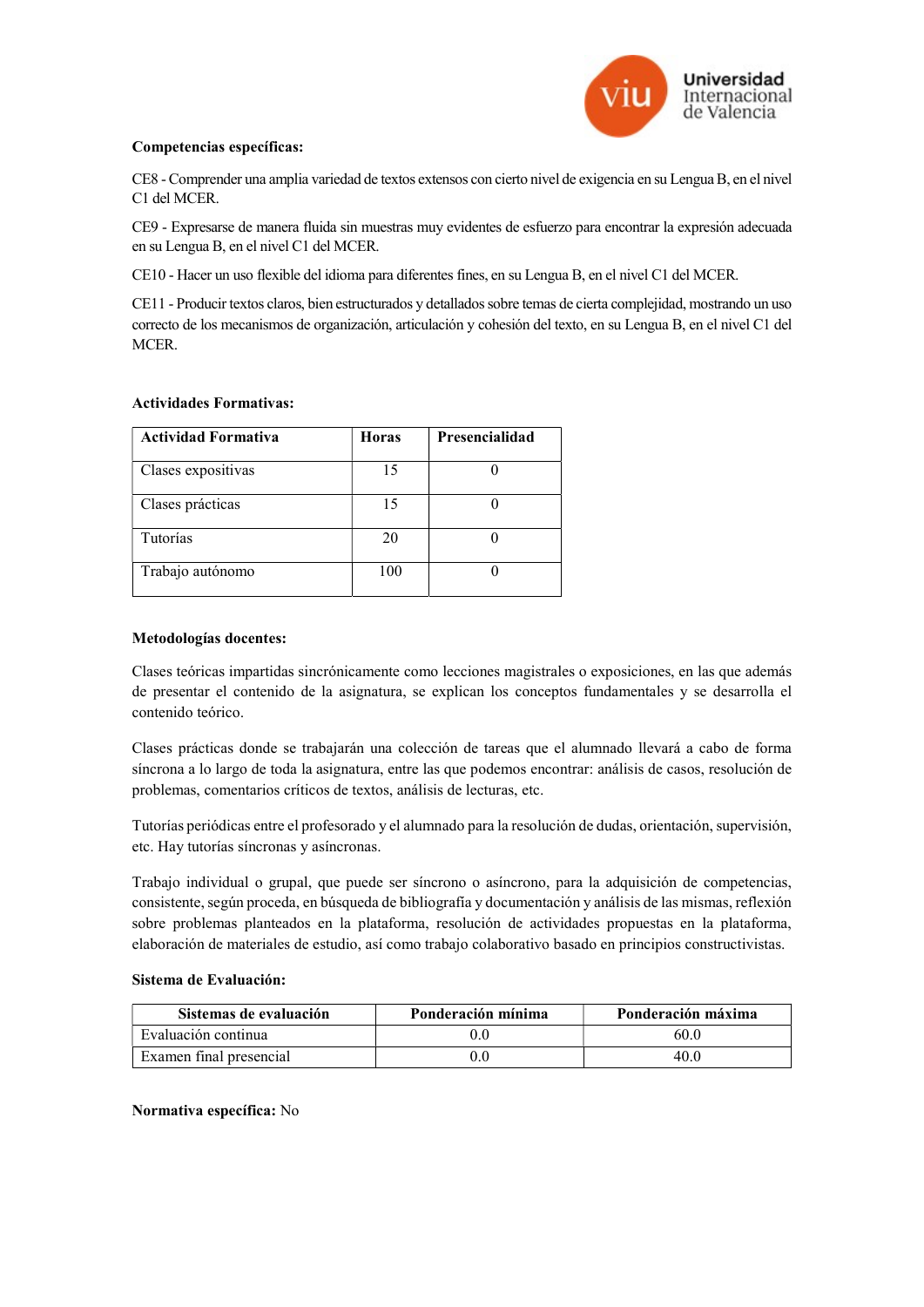**Competencias específicas:**

CE8 - Comprender una amplia variedad de textos extensos con cierto nivel de exigencia en su Lengua B, en el nivel C1 del MCER.

CE9 - Expresarse de manera fluida sin muestras muy evidentes de esfuerzo para encontrar la expresión adecuada en su Lengua B, en el nivel C1 del MCER.

CE10 - Hacer un uso flexible del idioma para diferentes fines, en su Lengua B, en el nivel C1 del MCER.

CE11 - Producir textos claros, bien estructurados y detallados sobre temas de cierta complejidad, mostrando un uso correcto de los mecanismos de organización, articulación y cohesión del texto, en su Lengua B, en el nivel C1 del MCER.

**Actividades Formativas:**

| Actividad Formativa | Horas | Presencialidad |
|---|---|---|
| Clases expositivas | 15 | 0 |
| Clases prácticas | 15 | 0 |
| Tutorías | 20 | 0 |
| Trabajo autónomo | 100 | 0 |

**Metodologías docentes:**

Clases teóricas impartidas sincrónicamente como lecciones magistrales o exposiciones, en las que además de presentar el contenido de la asignatura, se explican los conceptos fundamentales y se desarrolla el contenido teórico.

Clases prácticas donde se trabajarán una colección de tareas que el alumnado llevará a cabo de forma síncrona a lo largo de toda la asignatura, entre las que podemos encontrar: análisis de casos, resolución de problemas, comentarios críticos de textos, análisis de lecturas, etc.

Tutorías periódicas entre el profesorado y el alumnado para la resolución de dudas, orientación, supervisión, etc. Hay tutorías síncronas y asíncronas.

Trabajo individual o grupal, que puede ser síncrono o asíncrono, para la adquisición de competencias, consistente, según proceda, en búsqueda de bibliografía y documentación y análisis de las mismas, reflexión sobre problemas planteados en la plataforma, resolución de actividades propuestas en la plataforma, elaboración de materiales de estudio, así como trabajo colaborativo basado en principios constructivistas.

**Sistema de Evaluación:**

| Sistemas de evaluación | Ponderación mínima | Ponderación máxima |
|---|---|---|
| Evaluación continua | 0.0 | 60.0 |
| Examen final presencial | 0.0 | 40.0 |

**Normativa específica:** No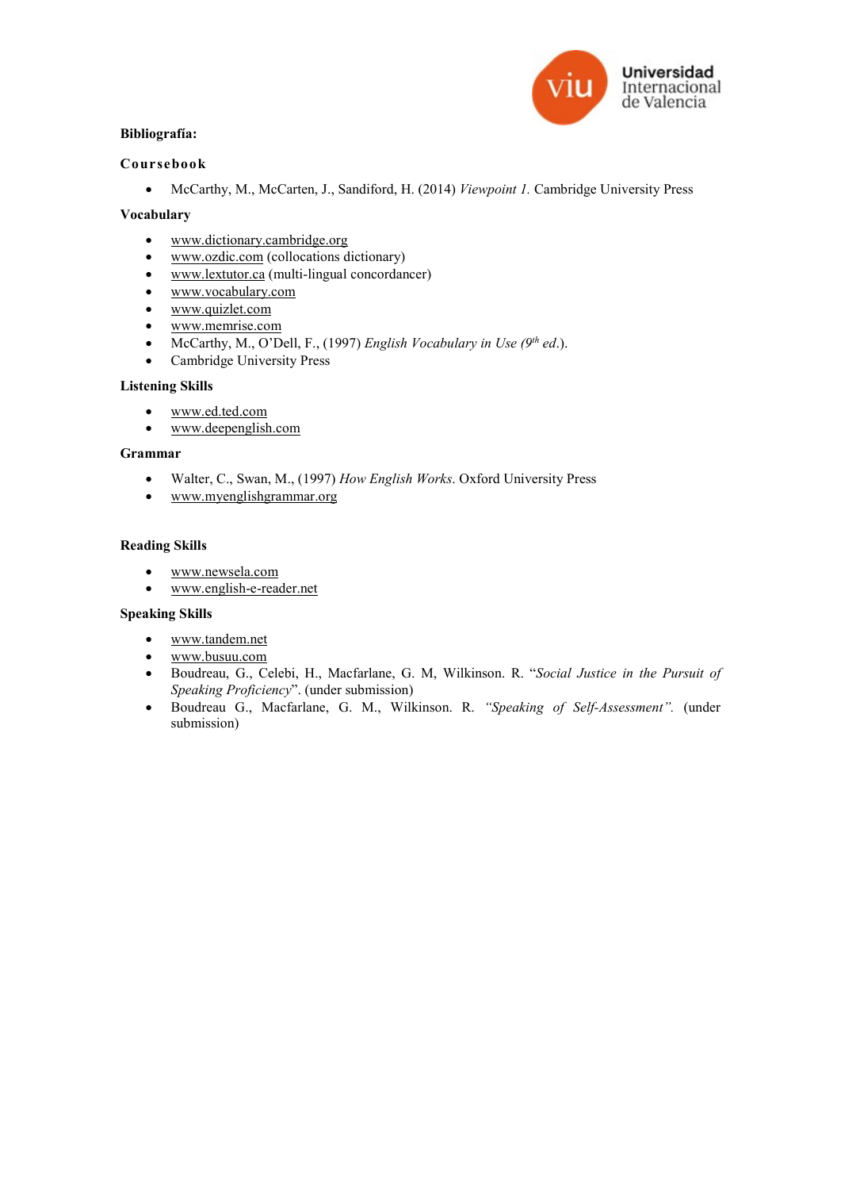**Bibliografía:**

**Coursebook**

- McCarthy, M., McCarten, J., Sandiford, H. (2014) *Viewpoint 1.* Cambridge University Press

**Vocabulary**

- www.dictionary.cambridge.org
- www.ozdic.com (collocations dictionary)
- www.lextutor.ca (multi-lingual concordancer)
- www.vocabulary.com
- www.quizlet.com
- www.memrise.com
- McCarthy, M., O'Dell, F., (1997) *English Vocabulary in Use (9th ed.*).
- Cambridge University Press

**Listening Skills**

- www.ed.ted.com
- www.deepenglish.com

**Grammar**

- Walter, C., Swan, M., (1997) *How English Works*. Oxford University Press
- www.myenglishgrammar.org

**Reading Skills**

- www.newsela.com
- www.english-e-reader.net

**Speaking Skills**

- www.tandem.net
- www.busuu.com
- Boudreau, G., Celebi, H., Macfarlane, G. M, Wilkinson. R. "*Social Justice in the Pursuit of Speaking Proficiency*". (under submission)
- Boudreau G., Macfarlane, G. M., Wilkinson. R. *"Speaking of Self-Assessment".* (under submission)